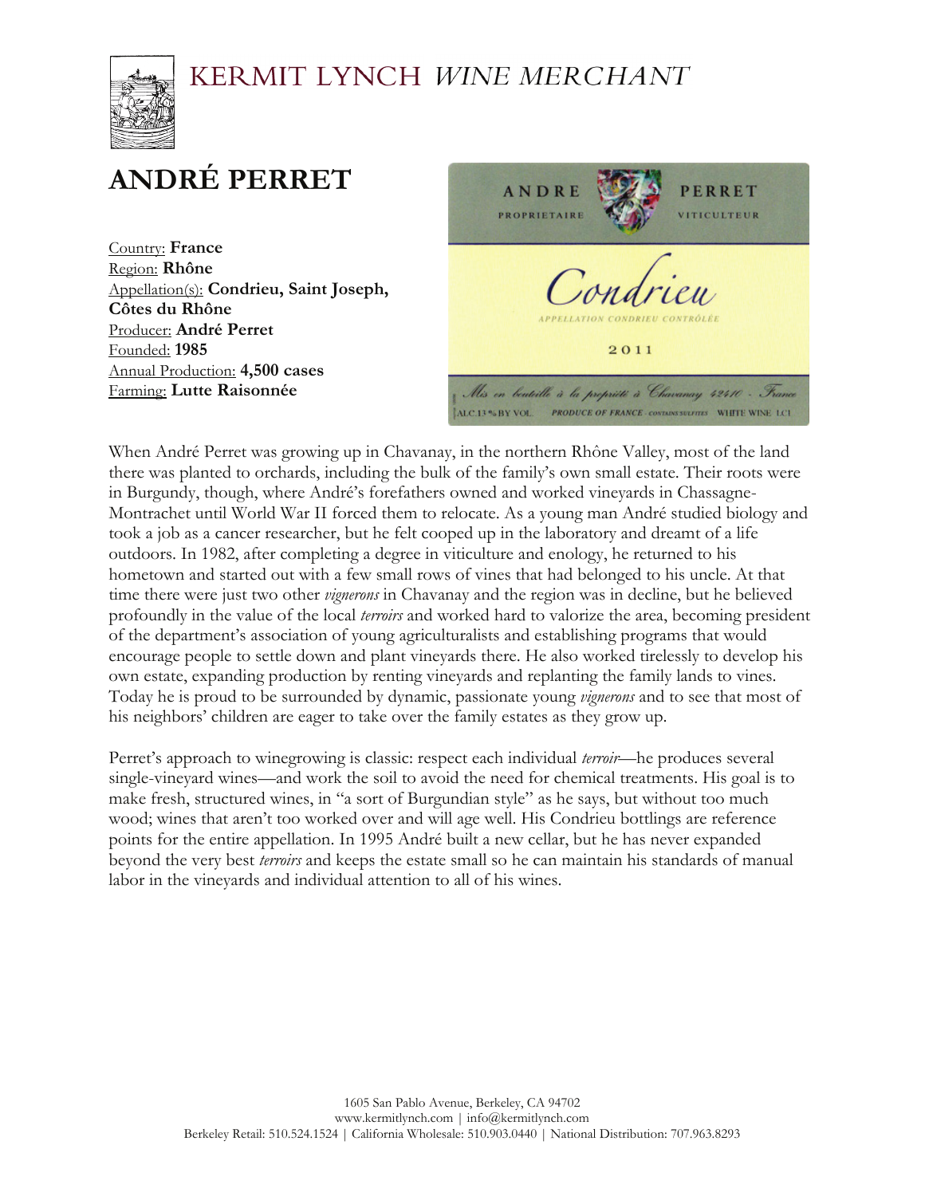KERMIT LYNCH *WINE MERCHANT*

# ANDRÉ PERRET

Country: **France**
Region: **Rhône**
Appellation(s): **Condrieu, Saint Joseph, Côtes du Rhône**
Producer: **André Perret**
Founded: **1985**
Annual Production: **4,500 cases**
Farming: **Lutte Raisonnée**

When André Perret was growing up in Chavanay, in the northern Rhône Valley, most of the land there was planted to orchards, including the bulk of the family's own small estate. Their roots were in Burgundy, though, where André's forefathers owned and worked vineyards in Chassagne-Montrachet until World War II forced them to relocate. As a young man André studied biology and took a job as a cancer researcher, but he felt cooped up in the laboratory and dreamt of a life outdoors. In 1982, after completing a degree in viticulture and enology, he returned to his hometown and started out with a few small rows of vines that had belonged to his uncle. At that time there were just two other *vignerons* in Chavanay and the region was in decline, but he believed profoundly in the value of the local *terroirs* and worked hard to valorize the area, becoming president of the department's association of young agriculturalists and establishing programs that would encourage people to settle down and plant vineyards there. He also worked tirelessly to develop his own estate, expanding production by renting vineyards and replanting the family lands to vines. Today he is proud to be surrounded by dynamic, passionate young *vignerons* and to see that most of his neighbors' children are eager to take over the family estates as they grow up.

Perret's approach to winegrowing is classic: respect each individual *terroir*—he produces several single-vineyard wines—and work the soil to avoid the need for chemical treatments. His goal is to make fresh, structured wines, in "a sort of Burgundian style" as he says, but without too much wood; wines that aren't too worked over and will age well. His Condrieu bottlings are reference points for the entire appellation. In 1995 André built a new cellar, but he has never expanded beyond the very best *terroirs* and keeps the estate small so he can maintain his standards of manual labor in the vineyards and individual attention to all of his wines.

1605 San Pablo Avenue, Berkeley, CA 94702
www.kermitlynch.com | info@kermitlynch.com
Berkeley Retail: 510.524.1524 | California Wholesale: 510.903.0440 | National Distribution: 707.963.8293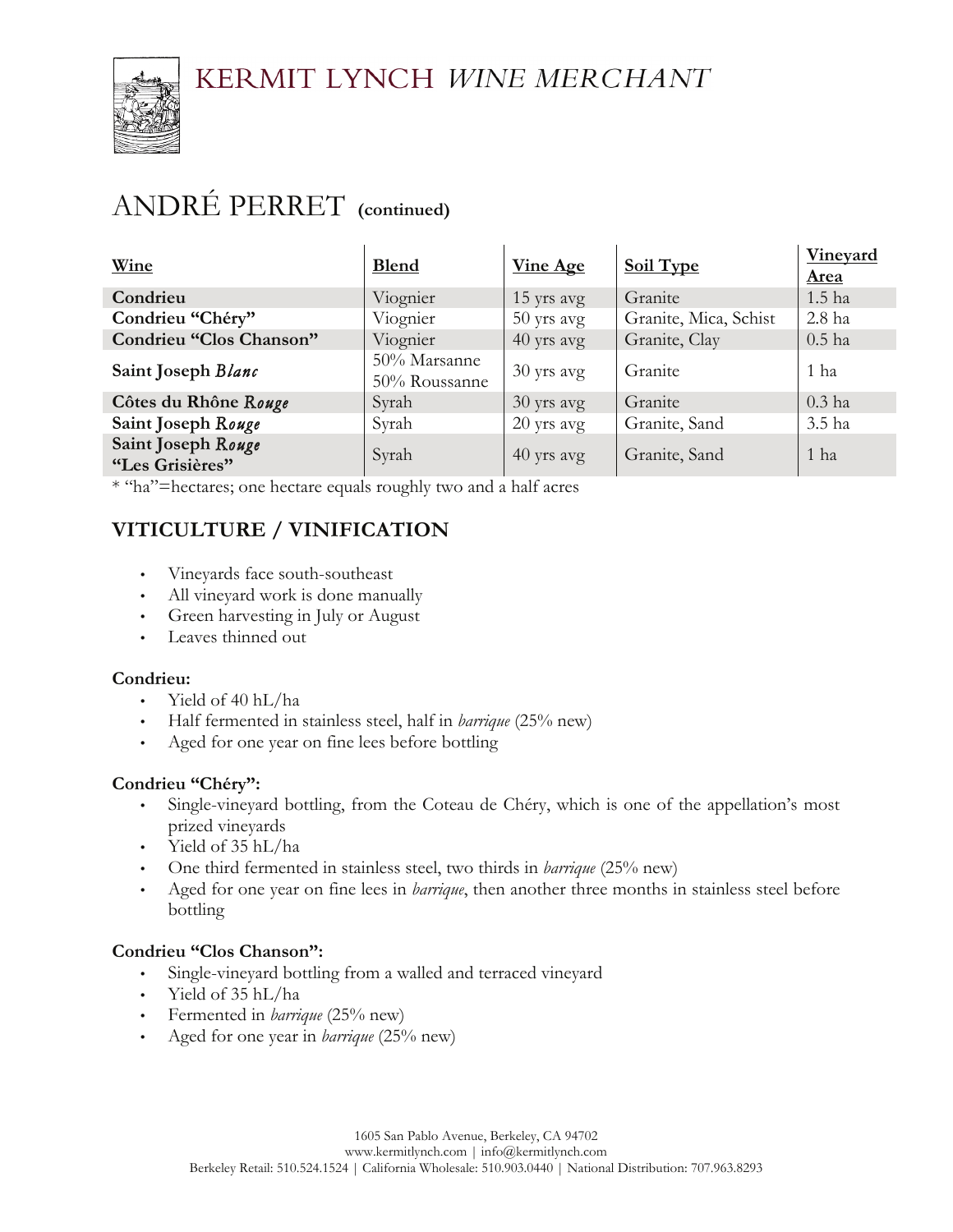# ANDRÉ PERRET **(continued)**

| Wine | Blend | Vine Age | Soil Type | Vineyard Area |
|---|---|---|---|---|
| **Condrieu** | Viognier | 15 yrs avg | Granite | 1.5 ha |
| **Condrieu "Chéry"** | Viognier | 50 yrs avg | Granite, Mica, Schist | 2.8 ha |
| **Condrieu "Clos Chanson"** | Viognier | 40 yrs avg | Granite, Clay | 0.5 ha |
| **Saint Joseph *Blanc*** | 50% Marsanne 50% Roussanne | 30 yrs avg | Granite | 1 ha |
| **Côtes du Rhône *Rouge*** | Syrah | 30 yrs avg | Granite | 0.3 ha |
| **Saint Joseph *Rouge*** | Syrah | 20 yrs avg | Granite, Sand | 3.5 ha |
| **Saint Joseph *Rouge* "Les Grisières"** | Syrah | 40 yrs avg | Granite, Sand | 1 ha |

* "ha"=hectares; one hectare equals roughly two and a half acres

## VITICULTURE / VINIFICATION

- Vineyards face south-southeast
- All vineyard work is done manually
- Green harvesting in July or August
- Leaves thinned out

**Condrieu:**

- Yield of 40 hL/ha
- Half fermented in stainless steel, half in *barrique* (25% new)
- Aged for one year on fine lees before bottling

**Condrieu "Chéry":**

- Single-vineyard bottling, from the Coteau de Chéry, which is one of the appellation's most prized vineyards
- Yield of 35 hL/ha
- One third fermented in stainless steel, two thirds in *barrique* (25% new)
- Aged for one year on fine lees in *barrique*, then another three months in stainless steel before bottling

**Condrieu "Clos Chanson":**

- Single-vineyard bottling from a walled and terraced vineyard
- Yield of 35 hL/ha
- Fermented in *barrique* (25% new)
- Aged for one year in *barrique* (25% new)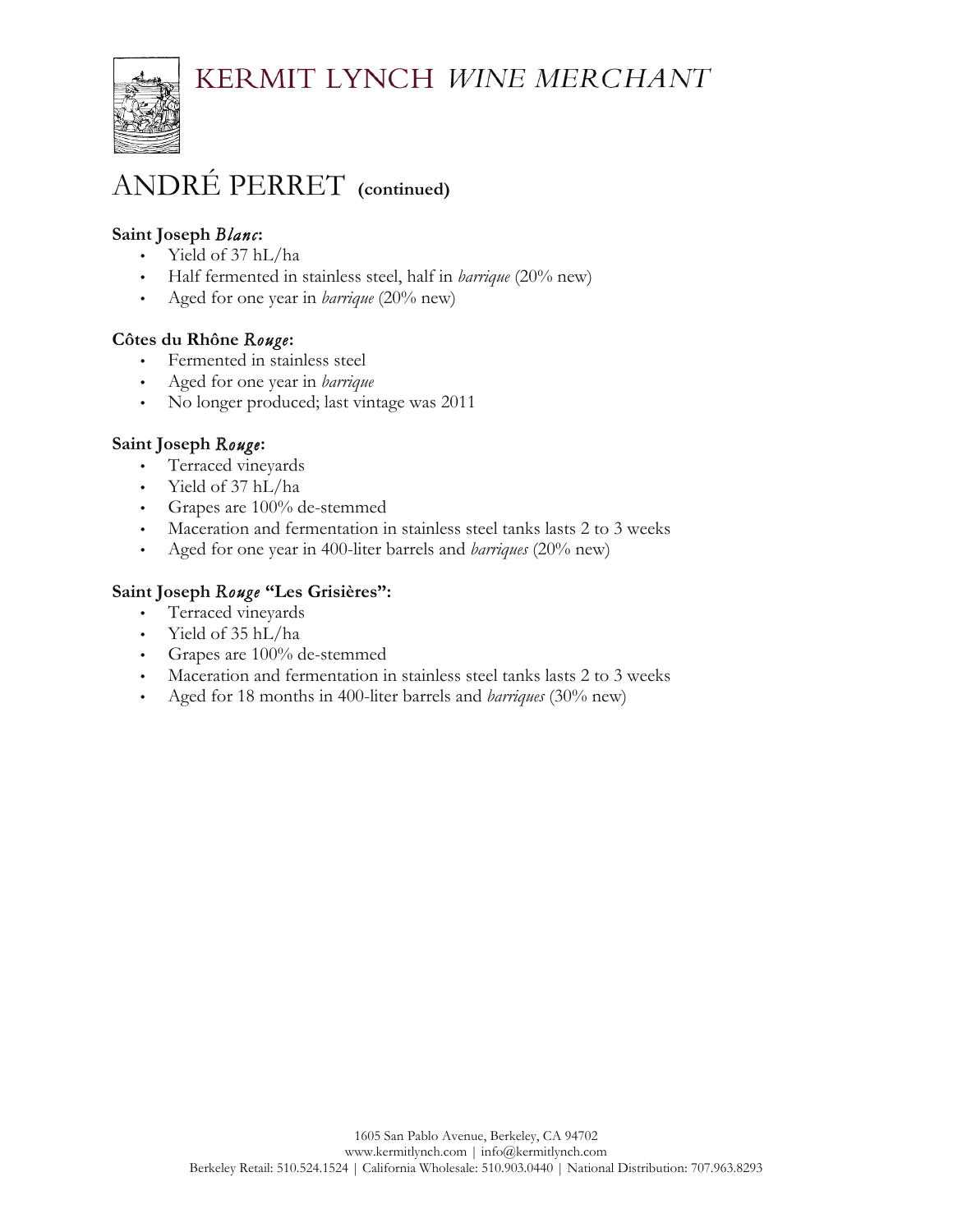# ANDRÉ PERRET **(continued)**

**Saint Joseph *Blanc*:**

- Yield of 37 hL/ha
- Half fermented in stainless steel, half in *barrique* (20% new)
- Aged for one year in *barrique* (20% new)

**Côtes du Rhône *Rouge*:**

- Fermented in stainless steel
- Aged for one year in *barrique*
- No longer produced; last vintage was 2011

**Saint Joseph *Rouge*:**

- Terraced vineyards
- Yield of 37 hL/ha
- Grapes are 100% de-stemmed
- Maceration and fermentation in stainless steel tanks lasts 2 to 3 weeks
- Aged for one year in 400-liter barrels and *barriques* (20% new)

**Saint Joseph *Rouge* "Les Grisières":**

- Terraced vineyards
- Yield of 35 hL/ha
- Grapes are 100% de-stemmed
- Maceration and fermentation in stainless steel tanks lasts 2 to 3 weeks
- Aged for 18 months in 400-liter barrels and *barriques* (30% new)